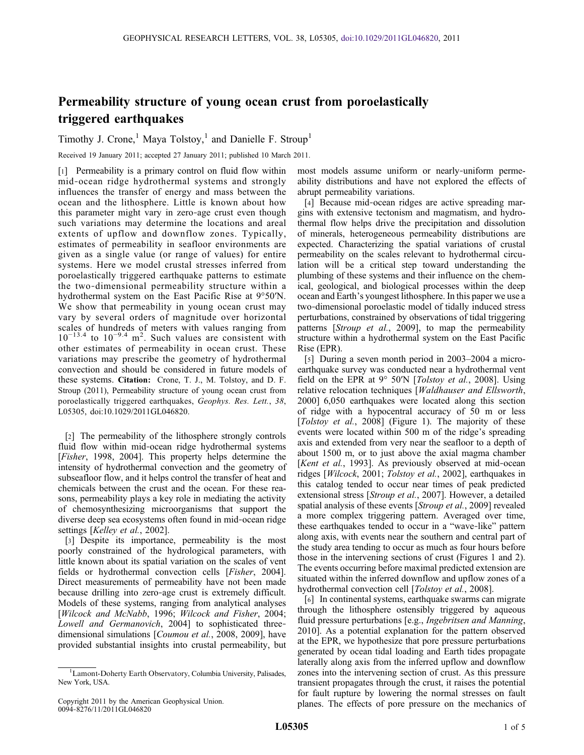# Permeability structure of young ocean crust from poroelastically triggered earthquakes

Timothy J. Crone,[1] Maya Tolstoy,[1] and Danielle F. Stroup[1]

Received 19 January 2011; accepted 27 January 2011; published 10 March 2011.

[1] Permeability is a primary control on fluid flow within mid-ocean ridge hydrothermal systems and strongly influences the transfer of energy and mass between the ocean and the lithosphere. Little is known about how this parameter might vary in zero-age crust even though such variations may determine the locations and areal extents of upflow and downflow zones. Typically, estimates of permeability in seafloor environments are given as a single value (or range of values) for entire systems. Here we model crustal stresses inferred from poroelastically triggered earthquake patterns to estimate the two-dimensional permeability structure within a hydrothermal system on the East Pacific Rise at 9°50′N. We show that permeability in young ocean crust may vary by several orders of magnitude over horizontal scales of hundreds of meters with values ranging from $10^{-13.4}$ to $10^{-9.4}$ m$^2$. Such values are consistent with other estimates of permeability in ocean crust. These variations may prescribe the geometry of hydrothermal convection and should be considered in future models of these systems. **Citation:** Crone, T. J., M. Tolstoy, and D. F. Stroup (2011), Permeability structure of young ocean crust from poroelastically triggered earthquakes, *Geophys. Res. Lett.*, *38*, L05305, doi:10.1029/2011GL046820.

[2] The permeability of the lithosphere strongly controls fluid flow within mid-ocean ridge hydrothermal systems [*Fisher*, 1998, 2004]. This property helps determine the intensity of hydrothermal convection and the geometry of subseafloor flow, and it helps control the transfer of heat and chemicals between the crust and the ocean. For these reasons, permeability plays a key role in mediating the activity of chemosynthesizing microorganisms that support the diverse deep sea ecosystems often found in mid-ocean ridge settings [*Kelley et al.*, 2002].

[3] Despite its importance, permeability is the most poorly constrained of the hydrological parameters, with little known about its spatial variation on the scales of vent fields or hydrothermal convection cells [*Fisher*, 2004]. Direct measurements of permeability have not been made because drilling into zero-age crust is extremely difficult. Models of these systems, ranging from analytical analyses [*Wilcock and McNabb*, 1996; *Wilcock and Fisher*, 2004; *Lowell and Germanovich*, 2004] to sophisticated three-dimensional simulations [*Coumou et al.*, 2008, 2009], have provided substantial insights into crustal permeability, but most models assume uniform or nearly-uniform permeability distributions and have not explored the effects of abrupt permeability variations.

[4] Because mid-ocean ridges are active spreading margins with extensive tectonism and magmatism, and hydrothermal flow helps drive the precipitation and dissolution of minerals, heterogeneous permeability distributions are expected. Characterizing the spatial variations of crustal permeability on the scales relevant to hydrothermal circulation will be a critical step toward understanding the plumbing of these systems and their influence on the chemical, geological, and biological processes within the deep ocean and Earth's youngest lithosphere. In this paper we use a two-dimensional poroelastic model of tidally induced stress perturbations, constrained by observations of tidal triggering patterns [*Stroup et al.*, 2009], to map the permeability structure within a hydrothermal system on the East Pacific Rise (EPR).

[5] During a seven month period in 2003–2004 a microearthquake survey was conducted near a hydrothermal vent field on the EPR at 9° 50′N [*Tolstoy et al.*, 2008]. Using relative relocation techniques [*Waldhauser and Ellsworth*, 2000] 6,050 earthquakes were located along this section of ridge with a hypocentral accuracy of 50 m or less [*Tolstoy et al.*, 2008] (Figure 1). The majority of these events were located within 500 m of the ridge's spreading axis and extended from very near the seafloor to a depth of about 1500 m, or to just above the axial magma chamber [*Kent et al.*, 1993]. As previously observed at mid-ocean ridges [*Wilcock*, 2001; *Tolstoy et al.*, 2002], earthquakes in this catalog tended to occur near times of peak predicted extensional stress [*Stroup et al.*, 2007]. However, a detailed spatial analysis of these events [*Stroup et al.*, 2009] revealed a more complex triggering pattern. Averaged over time, these earthquakes tended to occur in a "wave-like" pattern along axis, with events near the southern and central part of the study area tending to occur as much as four hours before those in the intervening sections of crust (Figures 1 and 2). The events occurring before maximal predicted extension are situated within the inferred downflow and upflow zones of a hydrothermal convection cell [*Tolstoy et al.*, 2008].

[6] In continental systems, earthquake swarms can migrate through the lithosphere ostensibly triggered by aqueous fluid pressure perturbations [e.g., *Ingebritsen and Manning*, 2010]. As a potential explanation for the pattern observed at the EPR, we hypothesize that pore pressure perturbations generated by ocean tidal loading and Earth tides propagate laterally along axis from the inferred upflow and downflow zones into the intervening section of crust. As this pressure transient propagates through the crust, it raises the potential for fault rupture by lowering the normal stresses on fault planes. The effects of pore pressure on the mechanics of

[1] Lamont-Doherty Earth Observatory, Columbia University, Palisades, New York, USA.

Copyright 2011 by the American Geophysical Union.
0094-8276/11/2011GL046820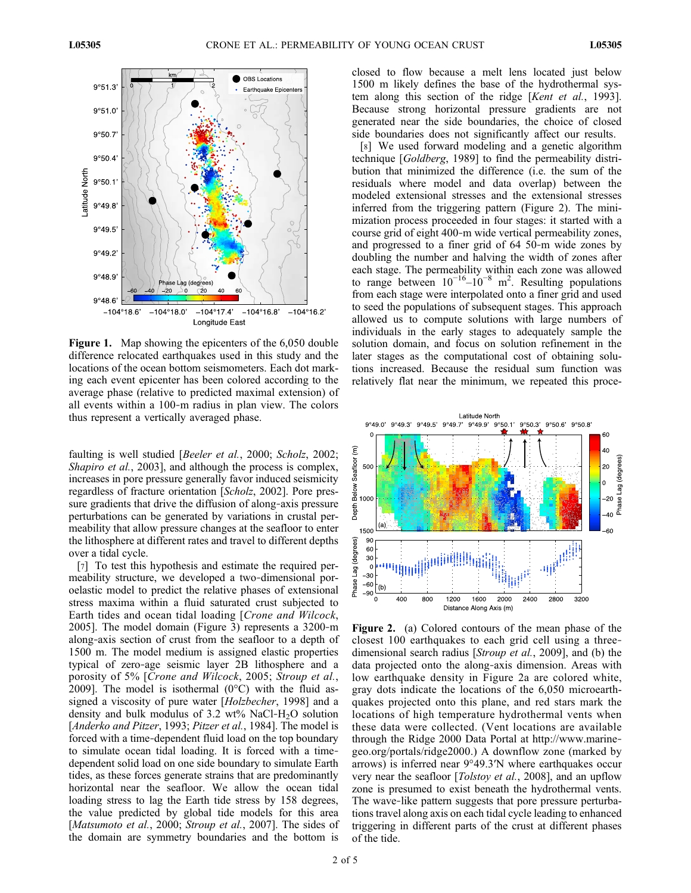**Figure 1.** Map showing the epicenters of the 6,050 double difference relocated earthquakes used in this study and the locations of the ocean bottom seismometers. Each dot marking each event epicenter has been colored according to the average phase (relative to predicted maximal extension) of all events within a 100-m radius in plan view. The colors thus represent a vertically averaged phase.

faulting is well studied [*Beeler et al.*, 2000; *Scholz*, 2002; *Shapiro et al.*, 2003], and although the process is complex, increases in pore pressure generally favor induced seismicity regardless of fracture orientation [*Scholz*, 2002]. Pore pressure gradients that drive the diffusion of along-axis pressure perturbations can be generated by variations in crustal permeability that allow pressure changes at the seafloor to enter the lithosphere at different rates and travel to different depths over a tidal cycle.

[7] To test this hypothesis and estimate the required permeability structure, we developed a two-dimensional poroelastic model to predict the relative phases of extensional stress maxima within a fluid saturated crust subjected to Earth tides and ocean tidal loading [*Crone and Wilcock*, 2005]. The model domain (Figure 3) represents a 3200-m along-axis section of crust from the seafloor to a depth of 1500 m. The model medium is assigned elastic properties typical of zero-age seismic layer 2B lithosphere and a porosity of 5% [*Crone and Wilcock*, 2005; *Stroup et al.*, 2009]. The model is isothermal (0°C) with the fluid assigned a viscosity of pure water [*Holzbecher*, 1998] and a density and bulk modulus of 3.2 wt% NaCl-$H_2O$ solution [*Anderko and Pitzer*, 1993; *Pitzer et al.*, 1984]. The model is forced with a time-dependent fluid load on the top boundary to simulate ocean tidal loading. It is forced with a time-dependent solid load on one side boundary to simulate Earth tides, as these forces generate strains that are predominantly horizontal near the seafloor. We allow the ocean tidal loading stress to lag the Earth tide stress by 158 degrees, the value predicted by global tide models for this area [*Matsumoto et al.*, 2000; *Stroup et al.*, 2007]. The sides of the domain are symmetry boundaries and the bottom is closed to flow because a melt lens located just below 1500 m likely defines the base of the hydrothermal system along this section of the ridge [*Kent et al.*, 1993]. Because strong horizontal pressure gradients are not generated near the side boundaries, the choice of closed side boundaries does not significantly affect our results.

[8] We used forward modeling and a genetic algorithm technique [*Goldberg*, 1989] to find the permeability distribution that minimized the difference (i.e. the sum of the residuals where model and data overlap) between the modeled extensional stresses and the extensional stresses inferred from the triggering pattern (Figure 2). The minimization process proceeded in four stages: it started with a course grid of eight 400-m wide vertical permeability zones, and progressed to a finer grid of 64 50-m wide zones by doubling the number and halving the width of zones after each stage. The permeability within each zone was allowed to range between $10^{-16}$–$10^{-8}$ m$^2$. Resulting populations from each stage were interpolated onto a finer grid and used to seed the populations of subsequent stages. This approach allowed us to compute solutions with large numbers of individuals in the early stages to adequately sample the solution domain, and focus on solution refinement in the later stages as the computational cost of obtaining solutions increased. Because the residual sum function was relatively flat near the minimum, we repeated this proce-

**Figure 2.** (a) Colored contours of the mean phase of the closest 100 earthquakes to each grid cell using a three-dimensional search radius [*Stroup et al.*, 2009], and (b) the data projected onto the along-axis dimension. Areas with low earthquake density in Figure 2a are colored white, gray dots indicate the locations of the 6,050 microearthquakes projected onto this plane, and red stars mark the locations of high temperature hydrothermal vents when these data were collected. (Vent locations are available through the Ridge 2000 Data Portal at http://www.marine-geo.org/portals/ridge2000.) A downflow zone (marked by arrows) is inferred near 9°49.3′N where earthquakes occur very near the seafloor [*Tolstoy et al.*, 2008], and an upflow zone is presumed to exist beneath the hydrothermal vents. The wave-like pattern suggests that pore pressure perturbations travel along axis on each tidal cycle leading to enhanced triggering in different parts of the crust at different phases of the tide.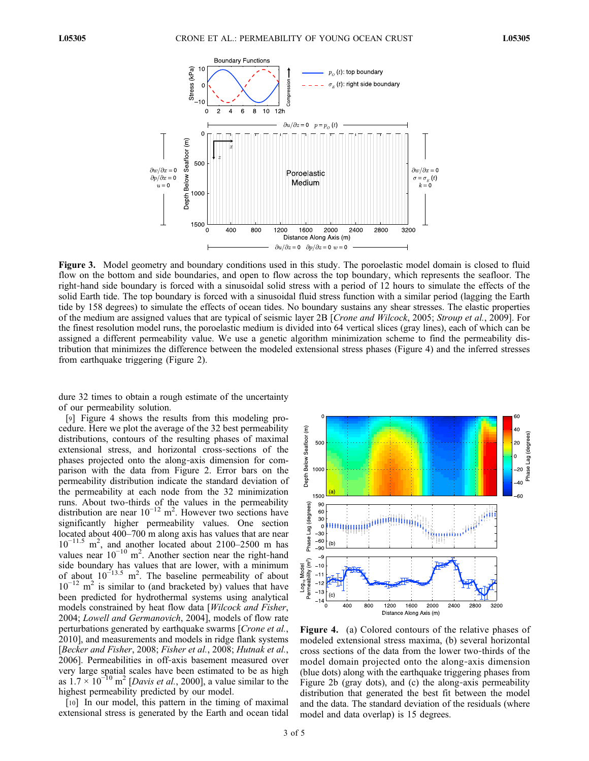**Figure 3.** Model geometry and boundary conditions used in this study. The poroelastic model domain is closed to fluid flow on the bottom and side boundaries, and open to flow across the top boundary, which represents the seafloor. The right-hand side boundary is forced with a sinusoidal solid stress with a period of 12 hours to simulate the effects of the solid Earth tide. The top boundary is forced with a sinusoidal fluid stress function with a similar period (lagging the Earth tide by 158 degrees) to simulate the effects of ocean tides. No boundary sustains any shear stresses. The elastic properties of the medium are assigned values that are typical of seismic layer 2B [*Crone and Wilcock*, 2005; *Stroup et al.*, 2009]. For the finest resolution model runs, the poroelastic medium is divided into 64 vertical slices (gray lines), each of which can be assigned a different permeability value. We use a genetic algorithm minimization scheme to find the permeability distribution that minimizes the difference between the modeled extensional stress phases (Figure 4) and the inferred stresses from earthquake triggering (Figure 2).

dure 32 times to obtain a rough estimate of the uncertainty of our permeability solution.

[9] Figure 4 shows the results from this modeling procedure. Here we plot the average of the 32 best permeability distributions, contours of the resulting phases of maximal extensional stress, and horizontal cross-sections of the phases projected onto the along-axis dimension for comparison with the data from Figure 2. Error bars on the permeability distribution indicate the standard deviation of the permeability at each node from the 32 minimization runs. About two-thirds of the values in the permeability distribution are near $10^{-12}$ m$^2$. However two sections have significantly higher permeability values. One section located about 400–700 m along axis has values that are near $10^{-11.5}$ m$^2$, and another located about 2100–2500 m has values near $10^{-10}$ m$^2$. Another section near the right-hand side boundary has values that are lower, with a minimum of about $10^{-13.5}$ m$^2$. The baseline permeability of about $10^{-12}$ m$^2$ is similar to (and bracketed by) values that have been predicted for hydrothermal systems using analytical models constrained by heat flow data [*Wilcock and Fisher*, 2004; *Lowell and Germanovich*, 2004], models of flow rate perturbations generated by earthquake swarms [*Crone et al.*, 2010], and measurements and models in ridge flank systems [*Becker and Fisher*, 2008; *Fisher et al.*, 2008; *Hutnak et al.*, 2006]. Permeabilities in off-axis basement measured over very large spatial scales have been estimated to be as high as $1.7 \times 10^{-10}$ m$^2$ [*Davis et al.*, 2000], a value similar to the highest permeability predicted by our model.

[10] In our model, this pattern in the timing of maximal extensional stress is generated by the Earth and ocean tidal

**Figure 4.** (a) Colored contours of the relative phases of modeled extensional stress maxima, (b) several horizontal cross sections of the data from the lower two-thirds of the model domain projected onto the along-axis dimension (blue dots) along with the earthquake triggering phases from Figure 2b (gray dots), and (c) the along-axis permeability distribution that generated the best fit between the model and the data. The standard deviation of the residuals (where model and data overlap) is 15 degrees.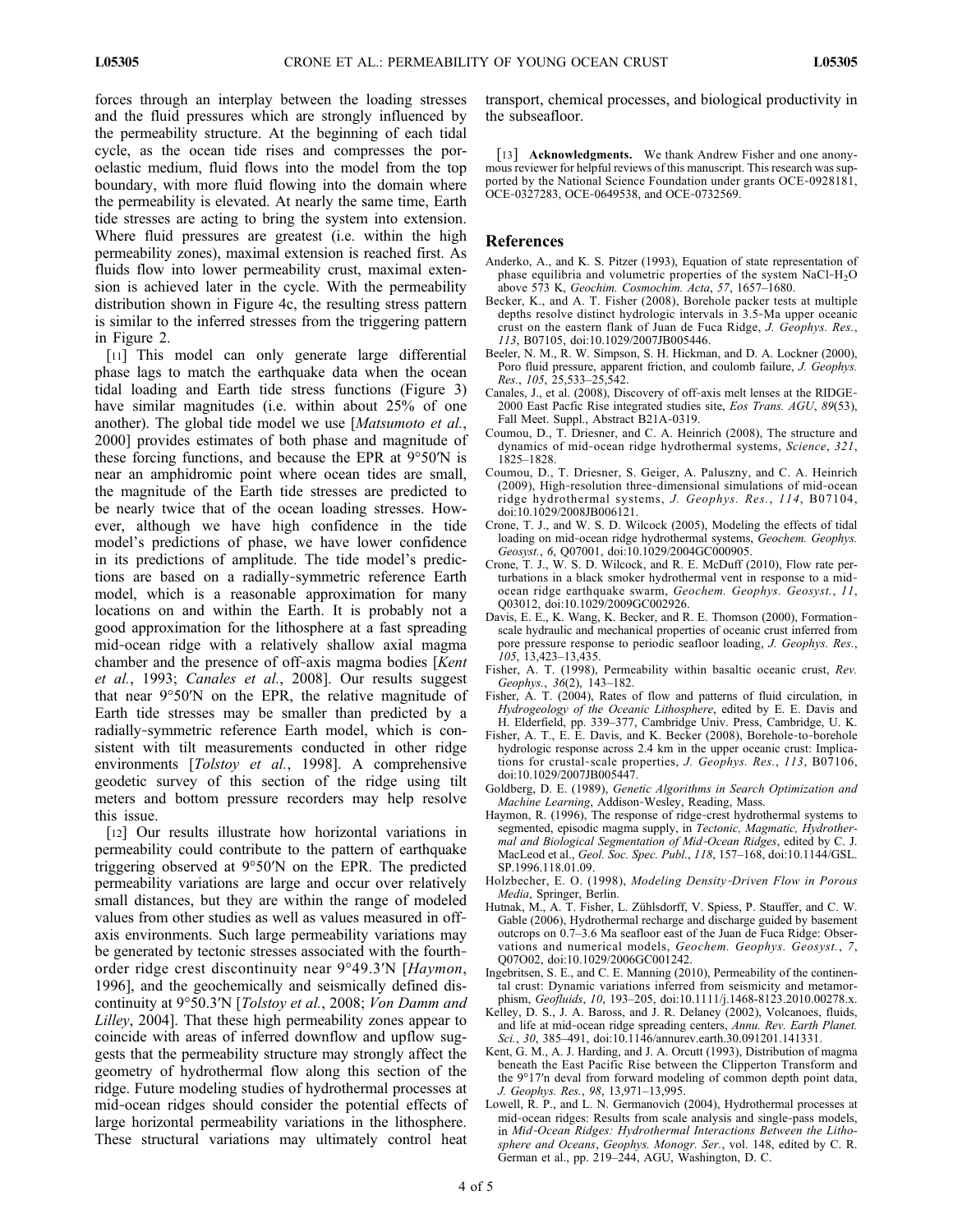forces through an interplay between the loading stresses and the fluid pressures which are strongly influenced by the permeability structure. At the beginning of each tidal cycle, as the ocean tide rises and compresses the poroelastic medium, fluid flows into the model from the top boundary, with more fluid flowing into the domain where the permeability is elevated. At nearly the same time, Earth tide stresses are acting to bring the system into extension. Where fluid pressures are greatest (i.e. within the high permeability zones), maximal extension is reached first. As fluids flow into lower permeability crust, maximal extension is achieved later in the cycle. With the permeability distribution shown in Figure 4c, the resulting stress pattern is similar to the inferred stresses from the triggering pattern in Figure 2.

[11] This model can only generate large differential phase lags to match the earthquake data when the ocean tidal loading and Earth tide stress functions (Figure 3) have similar magnitudes (i.e. within about 25% of one another). The global tide model we use [*Matsumoto et al.*, 2000] provides estimates of both phase and magnitude of these forcing functions, and because the EPR at 9°50′N is near an amphidromic point where ocean tides are small, the magnitude of the Earth tide stresses are predicted to be nearly twice that of the ocean loading stresses. However, although we have high confidence in the tide model's predictions of phase, we have lower confidence in its predictions of amplitude. The tide model's predictions are based on a radially-symmetric reference Earth model, which is a reasonable approximation for many locations on and within the Earth. It is probably not a good approximation for the lithosphere at a fast spreading mid-ocean ridge with a relatively shallow axial magma chamber and the presence of off-axis magma bodies [*Kent et al.*, 1993; *Canales et al.*, 2008]. Our results suggest that near 9°50′N on the EPR, the relative magnitude of Earth tide stresses may be smaller than predicted by a radially-symmetric reference Earth model, which is consistent with tilt measurements conducted in other ridge environments [*Tolstoy et al.*, 1998]. A comprehensive geodetic survey of this section of the ridge using tilt meters and bottom pressure recorders may help resolve this issue.

[12] Our results illustrate how horizontal variations in permeability could contribute to the pattern of earthquake triggering observed at 9°50′N on the EPR. The predicted permeability variations are large and occur over relatively small distances, but they are within the range of modeled values from other studies as well as values measured in off-axis environments. Such large permeability variations may be generated by tectonic stresses associated with the fourth-order ridge crest discontinuity near 9°49.3′N [*Haymon*, 1996], and the geochemically and seismically defined discontinuity at 9°50.3′N [*Tolstoy et al.*, 2008; *Von Damm and Lilley*, 2004]. That these high permeability zones appear to coincide with areas of inferred downflow and upflow suggests that the permeability structure may strongly affect the geometry of hydrothermal flow along this section of the ridge. Future modeling studies of hydrothermal processes at mid-ocean ridges should consider the potential effects of large horizontal permeability variations in the lithosphere. These structural variations may ultimately control heat transport, chemical processes, and biological productivity in the subseafloor.

[13] **Acknowledgments.** We thank Andrew Fisher and one anonymous reviewer for helpful reviews of this manuscript. This research was supported by the National Science Foundation under grants OCE-0928181, OCE-0327283, OCE-0649538, and OCE-0732569.

## References

Anderko, A., and K. S. Pitzer (1993), Equation of state representation of phase equilibria and volumetric properties of the system NaCl-$H_2O$ above 573 K, *Geochim. Cosmochim. Acta*, *57*, 1657–1680.

Becker, K., and A. T. Fisher (2008), Borehole packer tests at multiple depths resolve distinct hydrologic intervals in 3.5-Ma upper oceanic crust on the eastern flank of Juan de Fuca Ridge, *J. Geophys. Res.*, *113*, B07105, doi:10.1029/2007JB005446.

Beeler, N. M., R. W. Simpson, S. H. Hickman, and D. A. Lockner (2000), Poro fluid pressure, apparent friction, and coulomb failure, *J. Geophys. Res.*, *105*, 25,533–25,542.

Canales, J., et al. (2008), Discovery of off-axis melt lenses at the RIDGE-2000 East Pacfic Rise integrated studies site, *Eos Trans. AGU*, *89*(53), Fall Meet. Suppl., Abstract B21A-0319.

Coumou, D., T. Driesner, and C. A. Heinrich (2008), The structure and dynamics of mid-ocean ridge hydrothermal systems, *Science*, *321*, 1825–1828.

Coumou, D., T. Driesner, S. Geiger, A. Paluszny, and C. A. Heinrich (2009), High-resolution three-dimensional simulations of mid-ocean ridge hydrothermal systems, *J. Geophys. Res.*, *114*, B07104, doi:10.1029/2008JB006121.

Crone, T. J., and W. S. D. Wilcock (2005), Modeling the effects of tidal loading on mid-ocean ridge hydrothermal systems, *Geochem. Geophys. Geosyst.*, *6*, Q07001, doi:10.1029/2004GC000905.

Crone, T. J., W. S. D. Wilcock, and R. E. McDuff (2010), Flow rate perturbations in a black smoker hydrothermal vent in response to a mid-ocean ridge earthquake swarm, *Geochem. Geophys. Geosyst.*, *11*, Q03012, doi:10.1029/2009GC002926.

Davis, E. E., K. Wang, K. Becker, and R. E. Thomson (2000), Formation-scale hydraulic and mechanical properties of oceanic crust inferred from pore pressure response to periodic seafloor loading, *J. Geophys. Res.*, *105*, 13,423–13,435.

Fisher, A. T. (1998), Permeability within basaltic oceanic crust, *Rev. Geophys.*, *36*(2), 143–182.

Fisher, A. T. (2004), Rates of flow and patterns of fluid circulation, in *Hydrogeology of the Oceanic Lithosphere*, edited by E. E. Davis and H. Elderfield, pp. 339–377, Cambridge Univ. Press, Cambridge, U. K.

Fisher, A. T., E. E. Davis, and K. Becker (2008), Borehole-to-borehole hydrologic response across 2.4 km in the upper oceanic crust: Implications for crustal-scale properties, *J. Geophys. Res.*, *113*, B07106, doi:10.1029/2007JB005447.

Goldberg, D. E. (1989), *Genetic Algorithms in Search Optimization and Machine Learning*, Addison-Wesley, Reading, Mass.

Haymon, R. (1996), The response of ridge-crest hydrothermal systems to segmented, episodic magma supply, in *Tectonic, Magmatic, Hydrothermal and Biological Segmentation of Mid-Ocean Ridges*, edited by C. J. MacLeod et al., *Geol. Soc. Spec. Publ.*, *118*, 157–168, doi:10.1144/GSL.SP.1996.118.01.09.

Holzbecher, E. O. (1998), *Modeling Density-Driven Flow in Porous Media*, Springer, Berlin.

Hutnak, M., A. T. Fisher, L. Zühlsdorff, V. Spiess, P. Stauffer, and C. W. Gable (2006), Hydrothermal recharge and discharge guided by basement outcrops on 0.7–3.6 Ma seafloor east of the Juan de Fuca Ridge: Observations and numerical models, *Geochem. Geophys. Geosyst.*, *7*, Q07O02, doi:10.1029/2006GC001242.

Ingebritsen, S. E., and C. E. Manning (2010), Permeability of the continental crust: Dynamic variations inferred from seismicity and metamorphism, *Geofluids*, *10*, 193–205, doi:10.1111/j.1468-8123.2010.00278.x.

Kelley, D. S., J. A. Baross, and J. R. Delaney (2002), Volcanoes, fluids, and life at mid-ocean ridge spreading centers, *Annu. Rev. Earth Planet. Sci.*, *30*, 385–491, doi:10.1146/annurev.earth.30.091201.141331.

Kent, G. M., A. J. Harding, and J. A. Orcutt (1993), Distribution of magma beneath the East Pacific Rise between the Clipperton Transform and the 9°17′n deval from forward modeling of common depth point data, *J. Geophys. Res.*, *98*, 13,971–13,995.

Lowell, R. P., and L. N. Germanovich (2004), Hydrothermal processes at mid-ocean ridges: Results from scale analysis and single-pass models, in *Mid-Ocean Ridges: Hydrothermal Interactions Between the Lithosphere and Oceans*, *Geophys. Monogr. Ser.*, vol. 148, edited by C. R. German et al., pp. 219–244, AGU, Washington, D. C.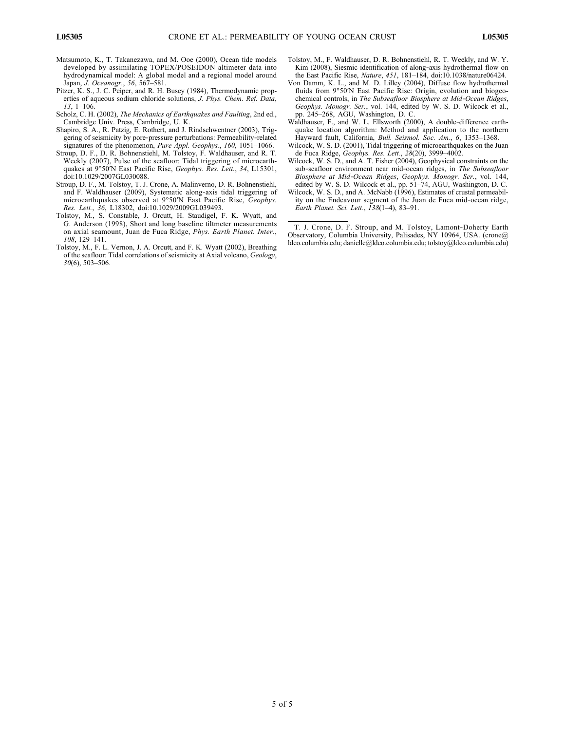Matsumoto, K., T. Takanezawa, and M. Ooe (2000), Ocean tide models developed by assimilating TOPEX/POSEIDON altimeter data into hydrodynamical model: A global model and a regional model around Japan, *J. Oceanogr.*, *56*, 567–581.

Pitzer, K. S., J. C. Peiper, and R. H. Busey (1984), Thermodynamic properties of aqueous sodium chloride solutions, *J. Phys. Chem. Ref. Data*, *13*, 1–106.

Scholz, C. H. (2002), *The Mechanics of Earthquakes and Faulting*, 2nd ed., Cambridge Univ. Press, Cambridge, U. K.

Shapiro, S. A., R. Patzig, E. Rothert, and J. Rindschwentner (2003), Triggering of seismicity by pore-pressure perturbations: Permeability-related signatures of the phenomenon, *Pure Appl. Geophys.*, *160*, 1051–1066.

Stroup, D. F., D. R. Bohnenstiehl, M. Tolstoy, F. Waldhauser, and R. T. Weekly (2007), Pulse of the seafloor: Tidal triggering of microearthquakes at 9°50′N East Pacific Rise, *Geophys. Res. Lett.*, *34*, L15301, doi:10.1029/2007GL030088.

Stroup, D. F., M. Tolstoy, T. J. Crone, A. Malinverno, D. R. Bohnenstiehl, and F. Waldhauser (2009), Systematic along-axis tidal triggering of microearthquakes observed at 9°50′N East Pacific Rise, *Geophys. Res. Lett.*, *36*, L18302, doi:10.1029/2009GL039493.

Tolstoy, M., S. Constable, J. Orcutt, H. Staudigel, F. K. Wyatt, and G. Anderson (1998), Short and long baseline tiltmeter measurements on axial seamount, Juan de Fuca Ridge, *Phys. Earth Planet. Inter.*, *108*, 129–141.

Tolstoy, M., F. L. Vernon, J. A. Orcutt, and F. K. Wyatt (2002), Breathing of the seafloor: Tidal correlations of seismicity at Axial volcano, *Geology*, *30*(6), 503–506.

Tolstoy, M., F. Waldhauser, D. R. Bohnenstiehl, R. T. Weekly, and W. Y. Kim (2008), Siesmic identification of along-axis hydrothermal flow on the East Pacific Rise, *Nature*, *451*, 181–184, doi:10.1038/nature06424.

Von Damm, K. L., and M. D. Lilley (2004), Diffuse flow hydrothermal fluids from 9°50′N East Pacific Rise: Origin, evolution and biogeochemical controls, in *The Subseafloor Biosphere at Mid-Ocean Ridges*, *Geophys. Monogr. Ser.*, vol. 144, edited by W. S. D. Wilcock et al., pp. 245–268, AGU, Washington, D. C.

Waldhauser, F., and W. L. Ellsworth (2000), A double-difference earthquake location algorithm: Method and application to the northern Hayward fault, California, *Bull. Seismol. Soc. Am.*, *6*, 1353–1368.

Wilcock, W. S. D. (2001), Tidal triggering of microearthquakes on the Juan de Fuca Ridge, *Geophys. Res. Lett.*, *28*(20), 3999–4002.

Wilcock, W. S. D., and A. T. Fisher (2004), Geophysical constraints on the sub-seafloor environment near mid-ocean ridges, in *The Subseafloor Biosphere at Mid-Ocean Ridges*, *Geophys. Monogr. Ser.*, vol. 144, edited by W. S. D. Wilcock et al., pp. 51–74, AGU, Washington, D. C.

Wilcock, W. S. D., and A. McNabb (1996), Estimates of crustal permeability on the Endeavour segment of the Juan de Fuca mid-ocean ridge, *Earth Planet. Sci. Lett.*, *138*(1–4), 83–91.

---

T. J. Crone, D. F. Stroup, and M. Tolstoy, Lamont-Doherty Earth Observatory, Columbia University, Palisades, NY 10964, USA. (crone@ldeo.columbia.edu; danielle@ldeo.columbia.edu; tolstoy@ldeo.columbia.edu)